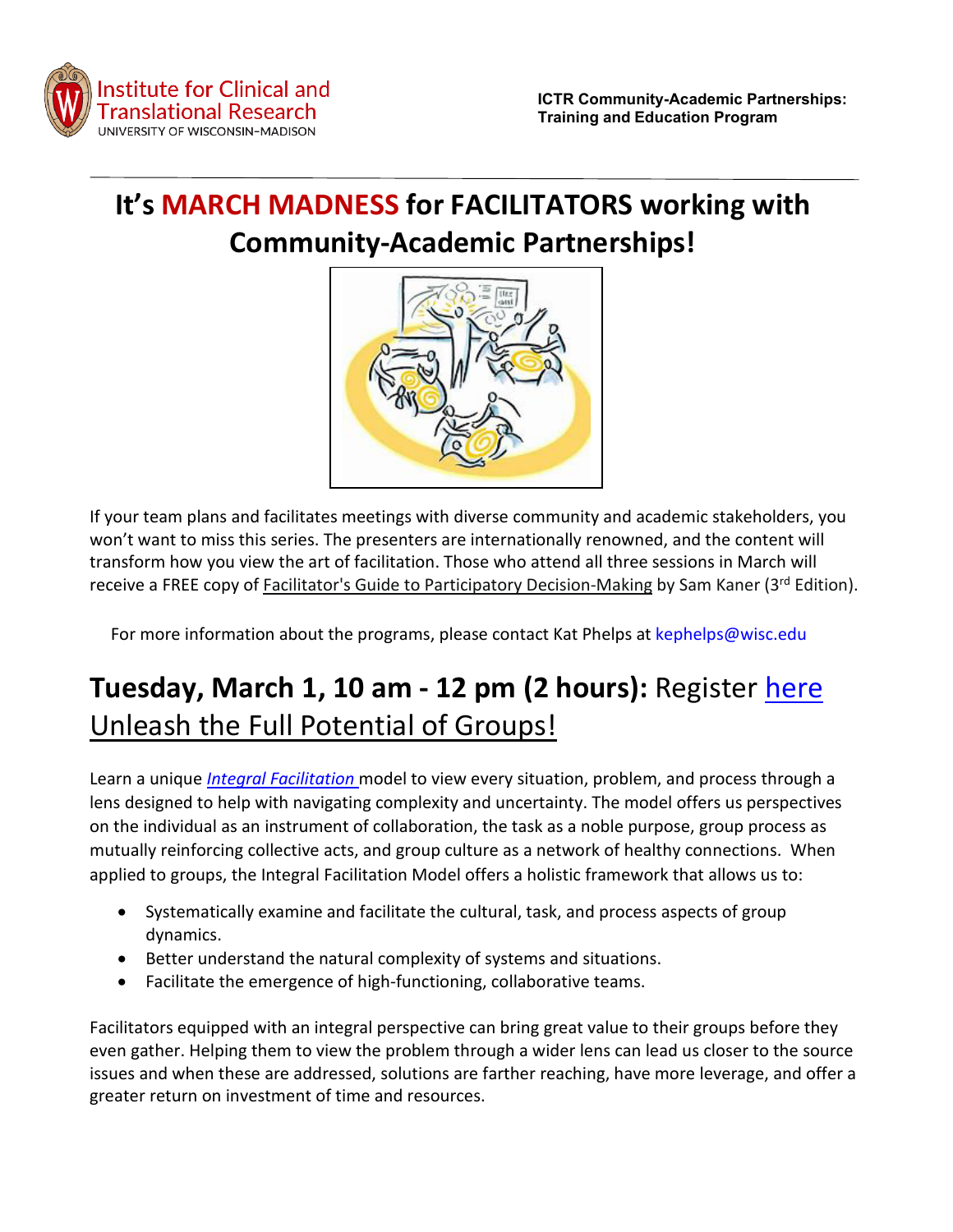Institute for Clinical and Translational Research
UNIVERSITY OF WISCONSIN–MADISON

**ICTR Community-Academic Partnerships: Training and Education Program**

# It's MARCH MADNESS for FACILITATORS working with Community-Academic Partnerships!

If your team plans and facilitates meetings with diverse community and academic stakeholders, you won't want to miss this series. The presenters are internationally renowned, and the content will transform how you view the art of facilitation. Those who attend all three sessions in March will receive a FREE copy of Facilitator's Guide to Participatory Decision-Making by Sam Kaner (3rd Edition).

For more information about the programs, please contact Kat Phelps at kephelps@wisc.edu

## **Tuesday, March 1, 10 am - 12 pm (2 hours):** Register here
## Unleash the Full Potential of Groups!

Learn a unique *Integral Facilitation* model to view every situation, problem, and process through a lens designed to help with navigating complexity and uncertainty. The model offers us perspectives on the individual as an instrument of collaboration, the task as a noble purpose, group process as mutually reinforcing collective acts, and group culture as a network of healthy connections. When applied to groups, the Integral Facilitation Model offers a holistic framework that allows us to:

- Systematically examine and facilitate the cultural, task, and process aspects of group dynamics.
- Better understand the natural complexity of systems and situations.
- Facilitate the emergence of high-functioning, collaborative teams.

Facilitators equipped with an integral perspective can bring great value to their groups before they even gather. Helping them to view the problem through a wider lens can lead us closer to the source issues and when these are addressed, solutions are farther reaching, have more leverage, and offer a greater return on investment of time and resources.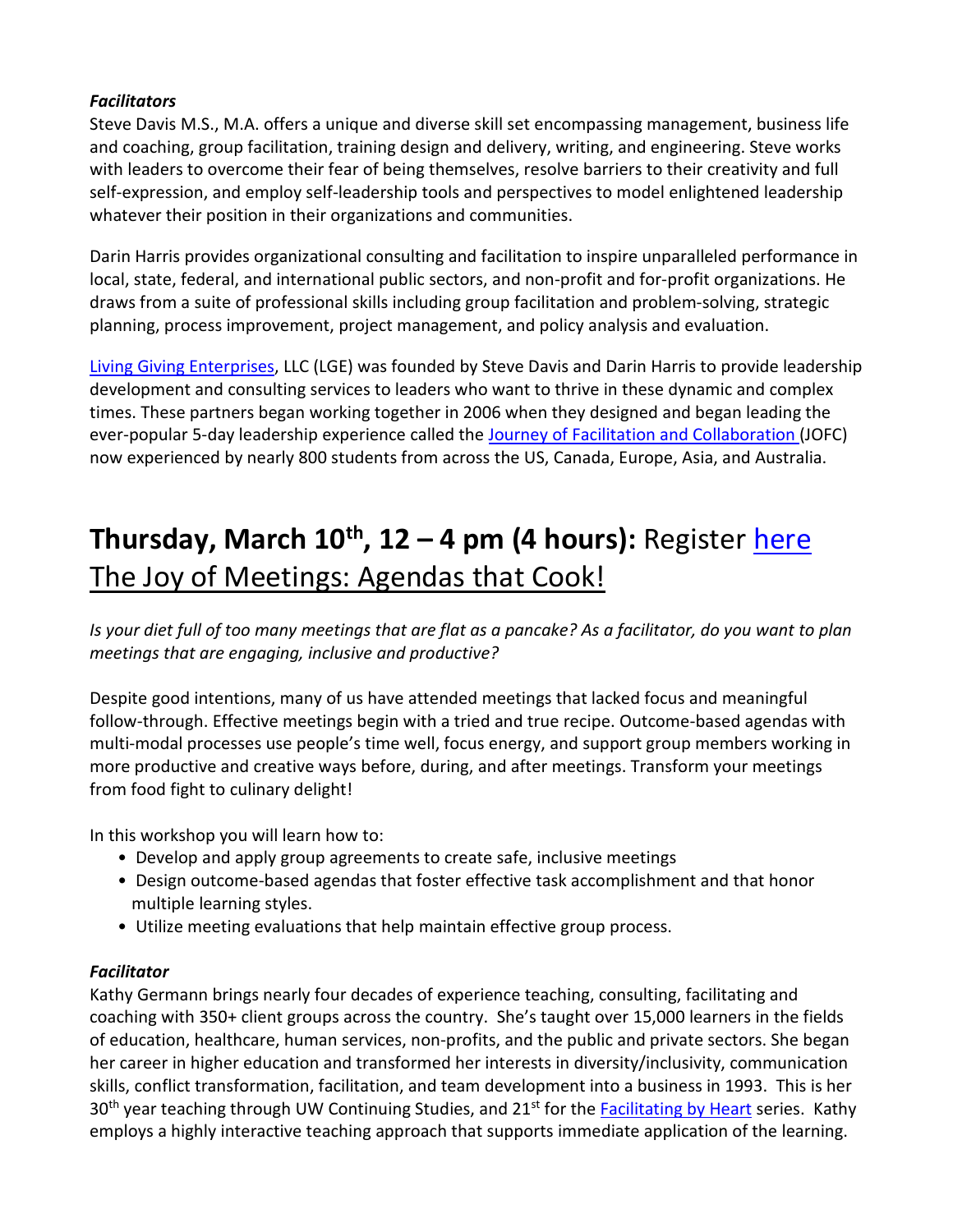***Facilitators***

Steve Davis M.S., M.A. offers a unique and diverse skill set encompassing management, business life and coaching, group facilitation, training design and delivery, writing, and engineering. Steve works with leaders to overcome their fear of being themselves, resolve barriers to their creativity and full self-expression, and employ self-leadership tools and perspectives to model enlightened leadership whatever their position in their organizations and communities.

Darin Harris provides organizational consulting and facilitation to inspire unparalleled performance in local, state, federal, and international public sectors, and non-profit and for-profit organizations. He draws from a suite of professional skills including group facilitation and problem-solving, strategic planning, process improvement, project management, and policy analysis and evaluation.

Living Giving Enterprises, LLC (LGE) was founded by Steve Davis and Darin Harris to provide leadership development and consulting services to leaders who want to thrive in these dynamic and complex times. These partners began working together in 2006 when they designed and began leading the ever-popular 5-day leadership experience called the Journey of Facilitation and Collaboration (JOFC) now experienced by nearly 800 students from across the US, Canada, Europe, Asia, and Australia.

## **Thursday, March 10th, 12 – 4 pm (4 hours):** Register here The Joy of Meetings: Agendas that Cook!

*Is your diet full of too many meetings that are flat as a pancake? As a facilitator, do you want to plan meetings that are engaging, inclusive and productive?*

Despite good intentions, many of us have attended meetings that lacked focus and meaningful follow-through. Effective meetings begin with a tried and true recipe. Outcome-based agendas with multi-modal processes use people's time well, focus energy, and support group members working in more productive and creative ways before, during, and after meetings. Transform your meetings from food fight to culinary delight!

In this workshop you will learn how to:

- Develop and apply group agreements to create safe, inclusive meetings
- Design outcome-based agendas that foster effective task accomplishment and that honor multiple learning styles.
- Utilize meeting evaluations that help maintain effective group process.

***Facilitator***

Kathy Germann brings nearly four decades of experience teaching, consulting, facilitating and coaching with 350+ client groups across the country. She's taught over 15,000 learners in the fields of education, healthcare, human services, non-profits, and the public and private sectors. She began her career in higher education and transformed her interests in diversity/inclusivity, communication skills, conflict transformation, facilitation, and team development into a business in 1993. This is her 30th year teaching through UW Continuing Studies, and 21st for the Facilitating by Heart series. Kathy employs a highly interactive teaching approach that supports immediate application of the learning.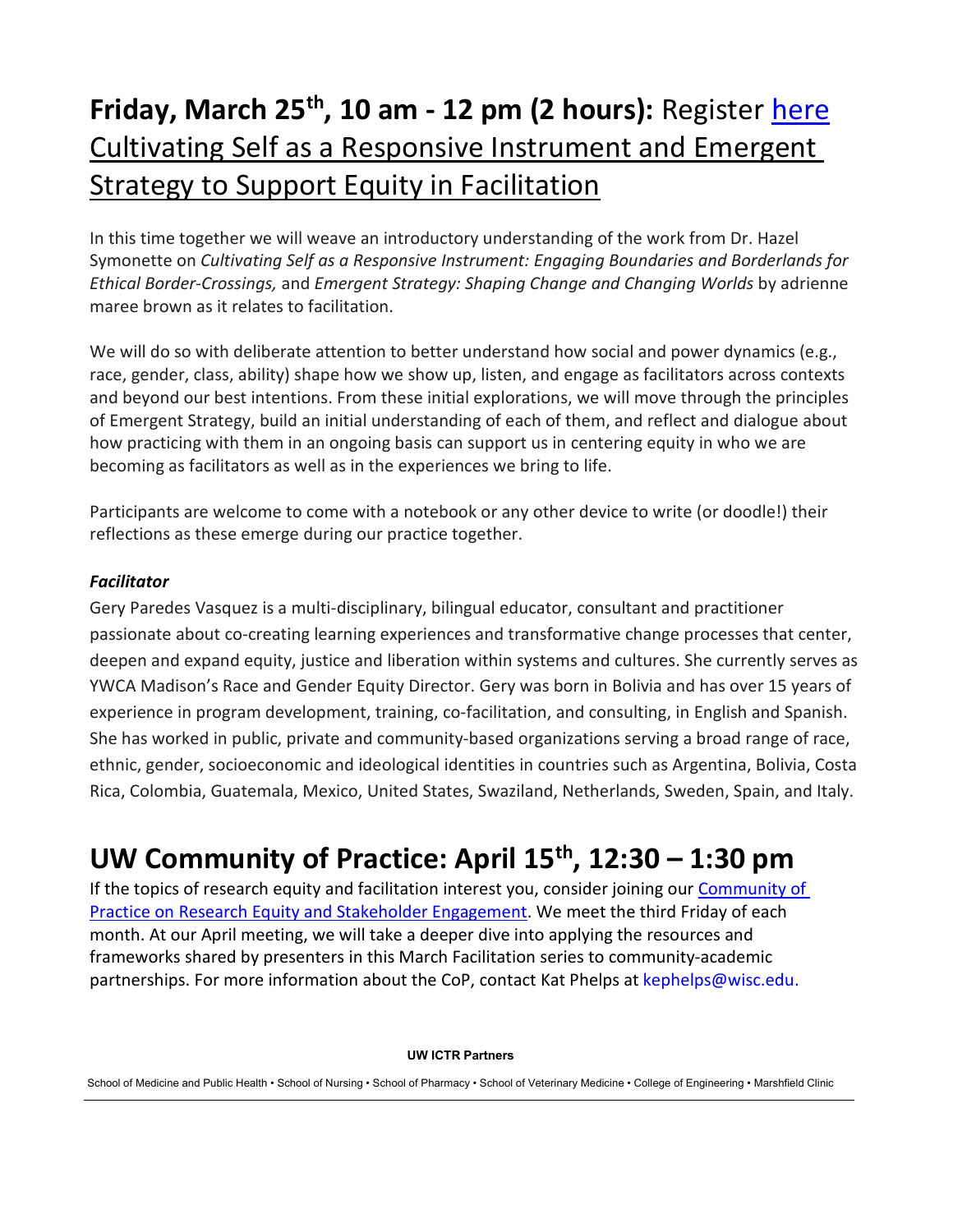## **Friday, March 25th, 10 am - 12 pm (2 hours):** Register here Cultivating Self as a Responsive Instrument and Emergent Strategy to Support Equity in Facilitation

In this time together we will weave an introductory understanding of the work from Dr. Hazel Symonette on *Cultivating Self as a Responsive Instrument: Engaging Boundaries and Borderlands for Ethical Border-Crossings,* and *Emergent Strategy: Shaping Change and Changing Worlds* by adrienne maree brown as it relates to facilitation.

We will do so with deliberate attention to better understand how social and power dynamics (e.g., race, gender, class, ability) shape how we show up, listen, and engage as facilitators across contexts and beyond our best intentions. From these initial explorations, we will move through the principles of Emergent Strategy, build an initial understanding of each of them, and reflect and dialogue about how practicing with them in an ongoing basis can support us in centering equity in who we are becoming as facilitators as well as in the experiences we bring to life.

Participants are welcome to come with a notebook or any other device to write (or doodle!) their reflections as these emerge during our practice together.

***Facilitator***

Gery Paredes Vasquez is a multi-disciplinary, bilingual educator, consultant and practitioner passionate about co-creating learning experiences and transformative change processes that center, deepen and expand equity, justice and liberation within systems and cultures. She currently serves as YWCA Madison's Race and Gender Equity Director. Gery was born in Bolivia and has over 15 years of experience in program development, training, co-facilitation, and consulting, in English and Spanish. She has worked in public, private and community-based organizations serving a broad range of race, ethnic, gender, socioeconomic and ideological identities in countries such as Argentina, Bolivia, Costa Rica, Colombia, Guatemala, Mexico, United States, Swaziland, Netherlands, Sweden, Spain, and Italy.

# UW Community of Practice: April 15th, 12:30 – 1:30 pm

If the topics of research equity and facilitation interest you, consider joining our Community of Practice on Research Equity and Stakeholder Engagement. We meet the third Friday of each month. At our April meeting, we will take a deeper dive into applying the resources and frameworks shared by presenters in this March Facilitation series to community-academic partnerships. For more information about the CoP, contact Kat Phelps at kephelps@wisc.edu.

**UW ICTR Partners**

School of Medicine and Public Health • School of Nursing • School of Pharmacy • School of Veterinary Medicine • College of Engineering • Marshfield Clinic